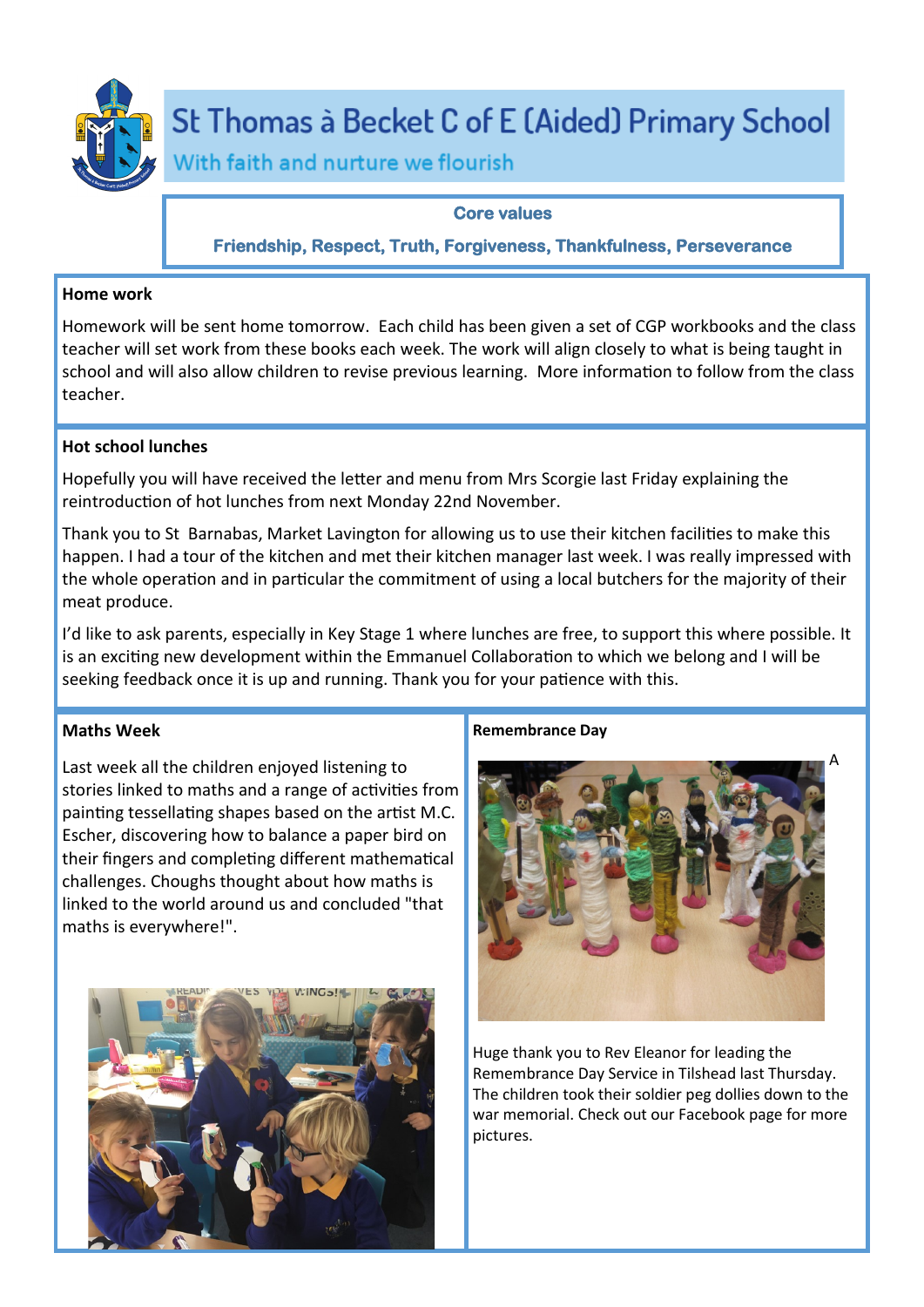# St Thomas à Becket C of E (Aided) Primary School

With faith and nurture we flourish

**Core values**

**Friendship, Respect, Truth, Forgiveness, Thankfulness, Perseverance**

## Home work

Homework will be sent home tomorrow. Each child has been given a set of CGP workbooks and the class teacher will set work from these books each week. The work will align closely to what is being taught in school and will also allow children to revise previous learning. More information to follow from the class teacher.

## Hot school lunches

Hopefully you will have received the letter and menu from Mrs Scorgie last Friday explaining the reintroduction of hot lunches from next Monday 22nd November.

Thank you to St Barnabas, Market Lavington for allowing us to use their kitchen facilities to make this happen. I had a tour of the kitchen and met their kitchen manager last week. I was really impressed with the whole operation and in particular the commitment of using a local butchers for the majority of their meat produce.

I'd like to ask parents, especially in Key Stage 1 where lunches are free, to support this where possible. It is an exciting new development within the Emmanuel Collaboration to which we belong and I will be seeking feedback once it is up and running. Thank you for your patience with this.

## Maths Week

Last week all the children enjoyed listening to stories linked to maths and a range of activities from painting tessellating shapes based on the artist M.C. Escher, discovering how to balance a paper bird on their fingers and completing different mathematical challenges. Choughs thought about how maths is linked to the world around us and concluded "that maths is everywhere!".

## Remembrance Day

A

Huge thank you to Rev Eleanor for leading the Remembrance Day Service in Tilshead last Thursday. The children took their soldier peg dollies down to the war memorial. Check out our Facebook page for more pictures.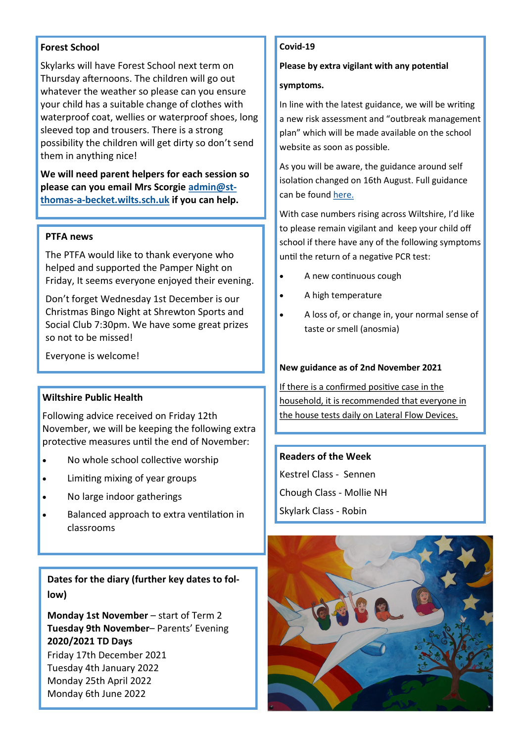## Forest School

Skylarks will have Forest School next term on Thursday afternoons. The children will go out whatever the weather so please can you ensure your child has a suitable change of clothes with waterproof coat, wellies or waterproof shoes, long sleeved top and trousers. There is a strong possibility the children will get dirty so don't send them in anything nice!

**We will need parent helpers for each session so please can you email Mrs Scorgie [admin@st-thomas-a-becket.wilts.sch.uk](mailto:admin@st-thomas-a-becket.wilts.sch.uk) if you can help.**

## PTFA news

The PTFA would like to thank everyone who helped and supported the Pamper Night on Friday, It seems everyone enjoyed their evening.

Don't forget Wednesday 1st December is our Christmas Bingo Night at Shrewton Sports and Social Club 7:30pm. We have some great prizes so not to be missed!

Everyone is welcome!

## Wiltshire Public Health

Following advice received on Friday 12th November, we will be keeping the following extra protective measures until the end of November:

- No whole school collective worship
- Limiting mixing of year groups
- No large indoor gatherings
- Balanced approach to extra ventilation in classrooms

## Dates for the diary (further key dates to follow)

**Monday 1st November** – start of Term 2
**Tuesday 9th November**– Parents' Evening
**2020/2021 TD Days**
Friday 17th December 2021
Tuesday 4th January 2022
Monday 25th April 2022
Monday 6th June 2022

## Covid-19

**Please by extra vigilant with any potential symptoms.**

In line with the latest guidance, we will be writing a new risk assessment and "outbreak management plan" which will be made available on the school website as soon as possible.

As you will be aware, the guidance around self isolation changed on 16th August. Full guidance can be found here.

With case numbers rising across Wiltshire, I'd like to please remain vigilant and keep your child off school if there have any of the following symptoms until the return of a negative PCR test:

- A new continuous cough
- A high temperature
- A loss of, or change in, your normal sense of taste or smell (anosmia)

**New guidance as of 2nd November 2021**

If there is a confirmed positive case in the household, it is recommended that everyone in the house tests daily on Lateral Flow Devices.

## Readers of the Week

Kestrel Class - Sennen

Chough Class - Mollie NH

Skylark Class - Robin